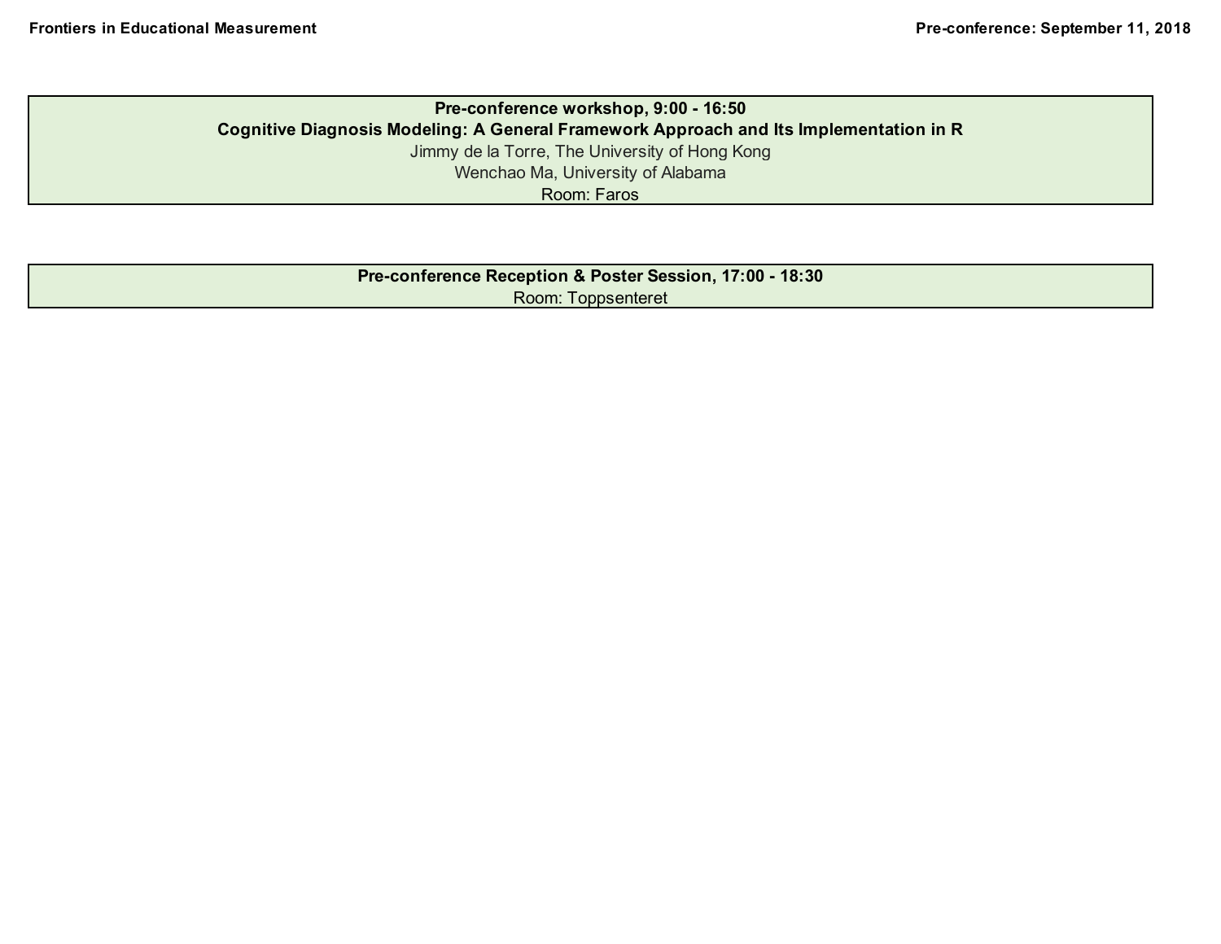**Pre-conference workshop, 9:00 - 16:50**

**Cognitive Diagnosis Modeling: A General Framework Approach and Its Implementation in R**

Jimmy de la Torre, The University of Hong Kong

Wenchao Ma, University of Alabama

Room: Faros

**Pre-conference Reception & Poster Session, 17:00 - 18:30**

Room: Toppsenteret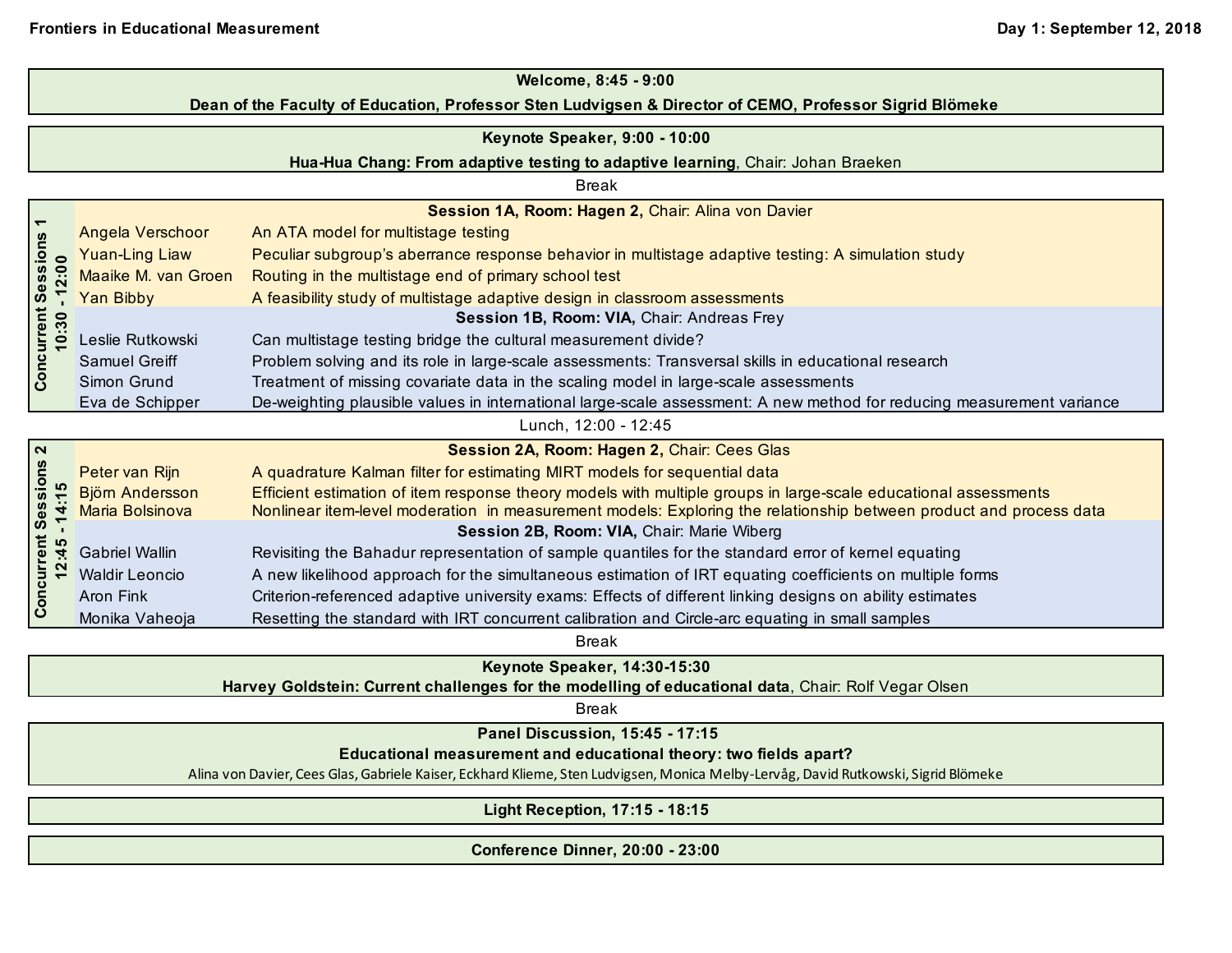Frontiers in Educational Measurement

**Day 1: September 12, 2018**

**Welcome, 8:45 - 9:00**

**Dean of the Faculty of Education, Professor Sten Ludvigsen & Director of CEMO, Professor Sigrid Blömeke**

**Keynote Speaker, 9:00 - 10:00**

**Hua-Hua Chang: From adaptive testing to adaptive learning**, Chair: Johan Braeken

Break

**Concurrent Sessions 1, 10:30 - 12:00**

**Session 1A, Room: Hagen 2,** Chair: Alina von Davier

| Speaker | Title |
|---|---|
| Angela Verschoor | An ATA model for multistage testing |
| Yuan-Ling Liaw | Peculiar subgroup's aberrance response behavior in multistage adaptive testing: A simulation study |
| Maaike M. van Groen | Routing in the multistage end of primary school test |
| Yan Bibby | A feasibility study of multistage adaptive design in classroom assessments |

**Session 1B, Room: VIA,** Chair: Andreas Frey

| Speaker | Title |
|---|---|
| Leslie Rutkowski | Can multistage testing bridge the cultural measurement divide? |
| Samuel Greiff | Problem solving and its role in large-scale assessments: Transversal skills in educational research |
| Simon Grund | Treatment of missing covariate data in the scaling model in large-scale assessments |
| Eva de Schipper | De-weighting plausible values in international large-scale assessment: A new method for reducing measurement variance |

Lunch, 12:00 - 12:45

**Concurrent Sessions 2, 12:45 - 14:15**

**Session 2A, Room: Hagen 2,** Chair: Cees Glas

| Speaker | Title |
|---|---|
| Peter van Rijn | A quadrature Kalman filter for estimating MIRT models for sequential data |
| Björn Andersson | Efficient estimation of item response theory models with multiple groups in large-scale educational assessments |
| Maria Bolsinova | Nonlinear item-level moderation in measurement models: Exploring the relationship between product and process data |

**Session 2B, Room: VIA,** Chair: Marie Wiberg

| Speaker | Title |
|---|---|
| Gabriel Wallin | Revisiting the Bahadur representation of sample quantiles for the standard error of kernel equating |
| Waldir Leoncio | A new likelihood approach for the simultaneous estimation of IRT equating coefficients on multiple forms |
| Aron Fink | Criterion-referenced adaptive university exams: Effects of different linking designs on ability estimates |
| Monika Vaheoja | Resetting the standard with IRT concurrent calibration and Circle-arc equating in small samples |

Break

**Keynote Speaker, 14:30-15:30**

**Harvey Goldstein: Current challenges for the modelling of educational data**, Chair: Rolf Vegar Olsen

Break

**Panel Discussion, 15:45 - 17:15**

**Educational measurement and educational theory: two fields apart?**

Alina von Davier, Cees Glas, Gabriele Kaiser, Eckhard Klieme, Sten Ludvigsen, Monica Melby-Lervåg, David Rutkowski, Sigrid Blömeke

**Light Reception, 17:15 - 18:15**

**Conference Dinner, 20:00 - 23:00**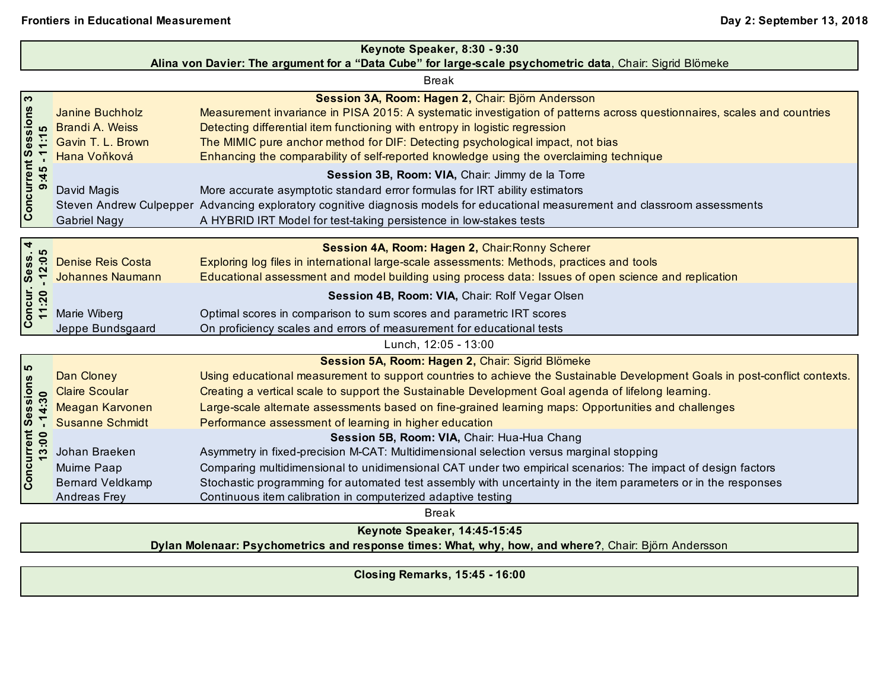**Frontiers in Educational Measurement** — **Day 2: September 13, 2018**

**Keynote Speaker, 8:30 - 9:30**
**Alina von Davier: The argument for a "Data Cube" for large-scale psychometric data**, Chair: Sigrid Blömeke

Break

## Concurrent Sessions 3, 9:45 - 11:15

**Session 3A, Room: Hagen 2,** Chair: Björn Andersson

| | |
|---|---|
| Janine Buchholz | Measurement invariance in PISA 2015: A systematic investigation of patterns across questionnaires, scales and countries |
| Brandi A. Weiss | Detecting differential item functioning with entropy in logistic regression |
| Gavin T. L. Brown | The MIMIC pure anchor method for DIF: Detecting psychological impact, not bias |
| Hana Voňková | Enhancing the comparability of self-reported knowledge using the overclaiming technique |

**Session 3B, Room: VIA,** Chair: Jimmy de la Torre

| | |
|---|---|
| David Magis | More accurate asymptotic standard error formulas for IRT ability estimators |
| Steven Andrew Culpepper | Advancing exploratory cognitive diagnosis models for educational measurement and classroom assessments |
| Gabriel Nagy | A HYBRID IRT Model for test-taking persistence in low-stakes tests |

## Concur. Sess. 4, 11:20 - 12:05

**Session 4A, Room: Hagen 2,** Chair:Ronny Scherer

| | |
|---|---|
| Denise Reis Costa | Exploring log files in international large-scale assessments: Methods, practices and tools |
| Johannes Naumann | Educational assessment and model building using process data: Issues of open science and replication |

**Session 4B, Room: VIA,** Chair: Rolf Vegar Olsen

| | |
|---|---|
| Marie Wiberg | Optimal scores in comparison to sum scores and parametric IRT scores |
| Jeppe Bundsgaard | On proficiency scales and errors of measurement for educational tests |

Lunch, 12:05 - 13:00

## Concurrent Sessions 5, 13:00 - 14:30

**Session 5A, Room: Hagen 2,** Chair: Sigrid Blömeke

| | |
|---|---|
| Dan Cloney | Using educational measurement to support countries to achieve the Sustainable Development Goals in post-conflict contexts. |
| Claire Scoular | Creating a vertical scale to support the Sustainable Development Goal agenda of lifelong learning. |
| Meagan Karvonen | Large-scale alternate assessments based on fine-grained learning maps: Opportunities and challenges |
| Susanne Schmidt | Performance assessment of learning in higher education |

**Session 5B, Room: VIA,** Chair: Hua-Hua Chang

| | |
|---|---|
| Johan Braeken | Asymmetry in fixed-precision M-CAT: Multidimensional selection versus marginal stopping |
| Muirne Paap | Comparing multidimensional to unidimensional CAT under two empirical scenarios: The impact of design factors |
| Bernard Veldkamp | Stochastic programming for automated test assembly with uncertainty in the item parameters or in the responses |
| Andreas Frey | Continuous item calibration in computerized adaptive testing |

Break

**Keynote Speaker, 14:45-15:45**
**Dylan Molenaar: Psychometrics and response times: What, why, how, and where?**, Chair: Björn Andersson

**Closing Remarks, 15:45 - 16:00**